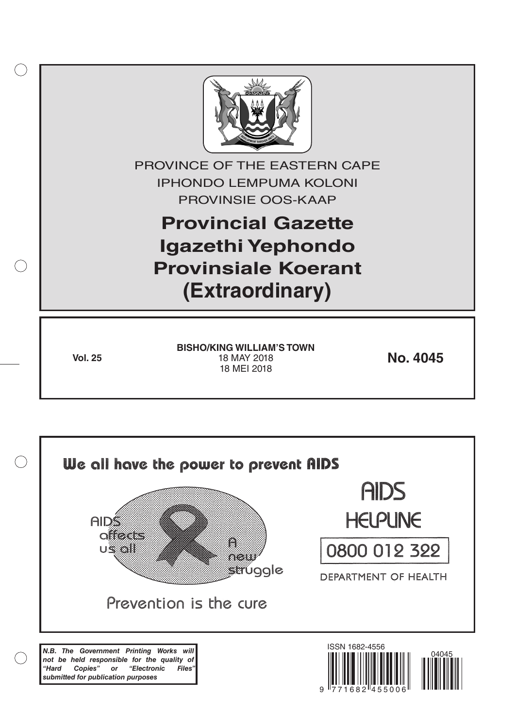PROVINCE OF THE EASTERN CAPE

IPHONDO LEMPUMA KOLONI

PROVINSIE OOS-KAAP

# Provincial Gazette
# Igazethi Yephondo
# Provinsiale Koerant
# (Extraordinary)

**Vol. 25**

**BISHO/KING WILLIAM'S TOWN**
18 MAY 2018
18 MEI 2018

**No. 4045**

We all have the power to prevent AIDS

AIDS affects us all

A new struggle

Prevention is the cure

AIDS HELPLINE

0800 012 322

DEPARTMENT OF HEALTH

***N.B. The Government Printing Works will not be held responsible for the quality of "Hard Copies" or "Electronic Files" submitted for publication purposes***

ISSN 1682-4556

04045

9 771682 455006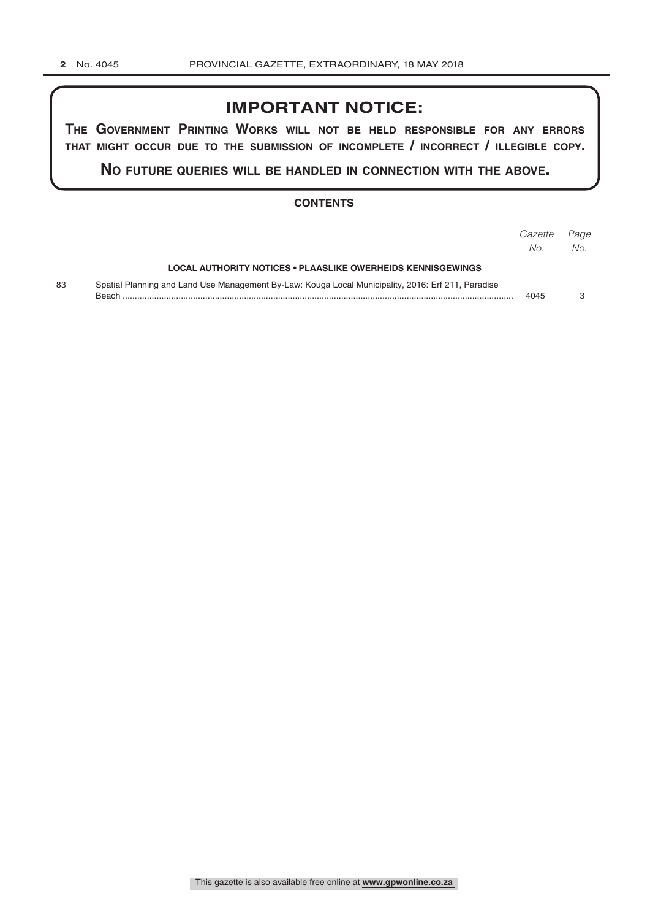## IMPORTANT NOTICE:

**THE GOVERNMENT PRINTING WORKS WILL NOT BE HELD RESPONSIBLE FOR ANY ERRORS THAT MIGHT OCCUR DUE TO THE SUBMISSION OF INCOMPLETE / INCORRECT / ILLEGIBLE COPY.**

**NO FUTURE QUERIES WILL BE HANDLED IN CONNECTION WITH THE ABOVE.**

### CONTENTS

| | | *Gazette No.* | *Page No.* |
|---|---|---|---|
| | **LOCAL AUTHORITY NOTICES • PLAASLIKE OWERHEIDS KENNISGEWINGS** | | |
| 83 | Spatial Planning and Land Use Management By-Law: Kouga Local Municipality, 2016: Erf 211, Paradise Beach | 4045 | 3 |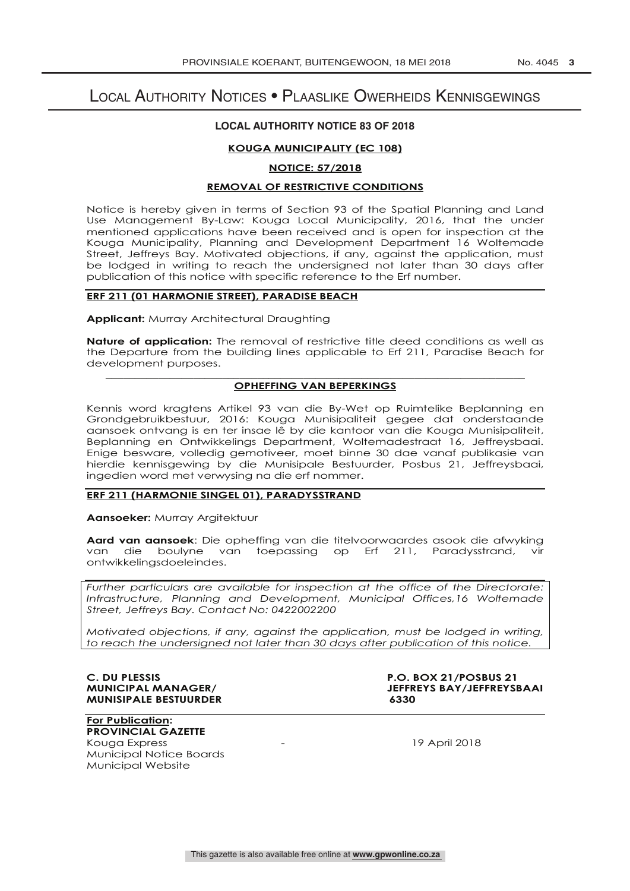# LOCAL AUTHORITY NOTICES • PLAASLIKE OWERHEIDS KENNISGEWINGS

## LOCAL AUTHORITY NOTICE 83 OF 2018

**KOUGA MUNICIPALITY (EC 108)**

**NOTICE: 57/2018**

**REMOVAL OF RESTRICTIVE CONDITIONS**

Notice is hereby given in terms of Section 93 of the Spatial Planning and Land Use Management By-Law: Kouga Local Municipality, 2016, that the under mentioned applications have been received and is open for inspection at the Kouga Municipality, Planning and Development Department 16 Woltemade Street, Jeffreys Bay. Motivated objections, if any, against the application, must be lodged in writing to reach the undersigned not later than 30 days after publication of this notice with specific reference to the Erf number.

**ERF 211 (01 HARMONIE STREET), PARADISE BEACH**

**Applicant:** Murray Architectural Draughting

**Nature of application:** The removal of restrictive title deed conditions as well as the Departure from the building lines applicable to Erf 211, Paradise Beach for development purposes.

---

**OPHEFFING VAN BEPERKINGS**

Kennis word kragtens Artikel 93 van die By-Wet op Ruimtelike Beplanning en Grondgebruikbestuur, 2016: Kouga Munisipaliteit gegee dat onderstaande aansoek ontvang is en ter insae lê by die kantoor van die Kouga Munisipaliteit, Beplanning en Ontwikkelings Department, Woltemadestraat 16, Jeffreysbaai. Enige besware, volledig gemotiveer, moet binne 30 dae vanaf publikasie van hierdie kennisgewing by die Munisipale Bestuurder, Posbus 21, Jeffreysbaai, ingedien word met verwysing na die erf nommer.

**ERF 211 (HARMONIE SINGEL 01), PARADYSSTRAND**

**Aansoeker:** Murray Argitektuur

**Aard van aansoek**: Die opheffing van die titelvoorwaardes asook die afwyking van die boulyne van toepassing op Erf 211, Paradysstrand, vir ontwikkelingsdoeleindes.

*Further particulars are available for inspection at the office of the Directorate: Infrastructure, Planning and Development, Municipal Offices,16 Woltemade Street, Jeffreys Bay. Contact No: 0422002200*

*Motivated objections, if any, against the application, must be lodged in writing, to reach the undersigned not later than 30 days after publication of this notice.*

**C. DU PLESSIS**
**MUNICIPAL MANAGER/**
**MUNISIPALE BESTUURDER**

**P.O. BOX 21/POSBUS 21**
**JEFFREYS BAY/JEFFREYSBAAI**
**6330**

**For Publication:**
**PROVINCIAL GAZETTE**
Kouga Express - 19 April 2018
Municipal Notice Boards
Municipal Website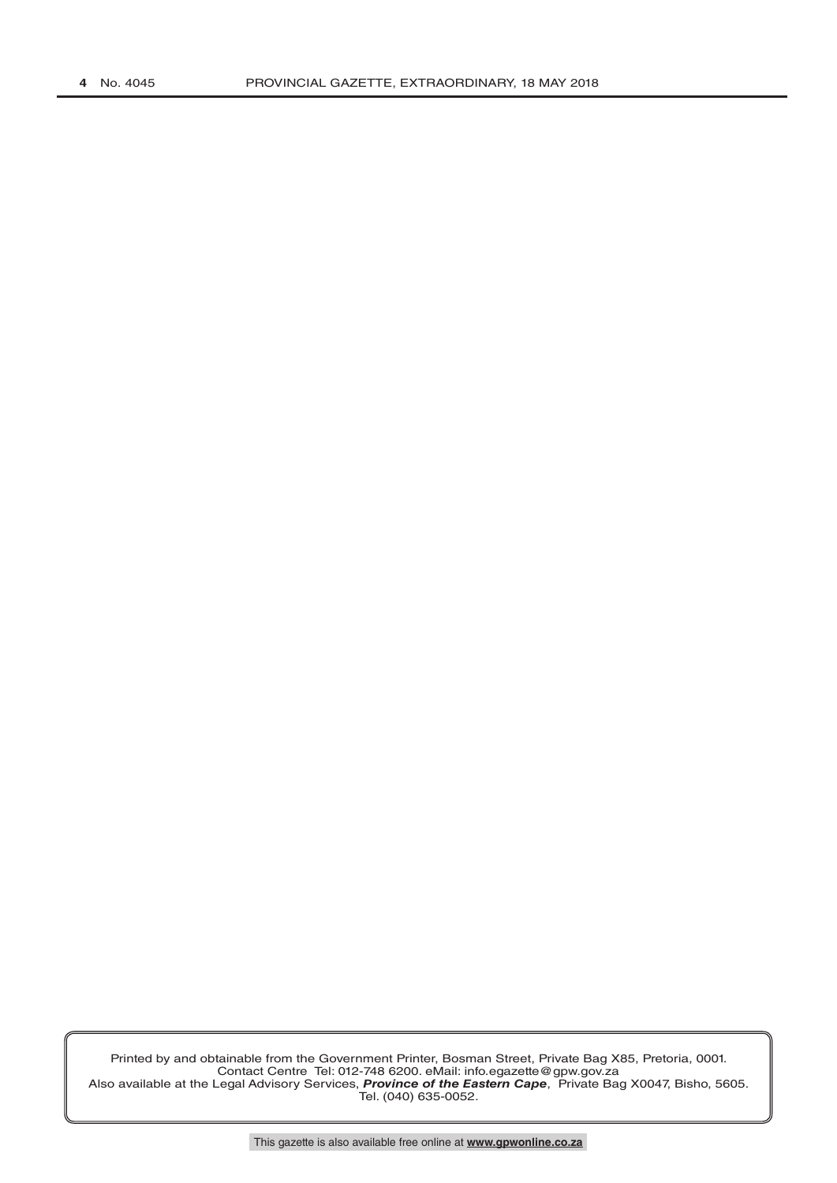Printed by and obtainable from the Government Printer, Bosman Street, Private Bag X85, Pretoria, 0001.
Contact Centre Tel: 012-748 6200. eMail: info.egazette@gpw.gov.za
Also available at the Legal Advisory Services, ***Province of the Eastern Cape***, Private Bag X0047, Bisho, 5605.
Tel. (040) 635-0052.

This gazette is also available free online at **www.gpwonline.co.za**